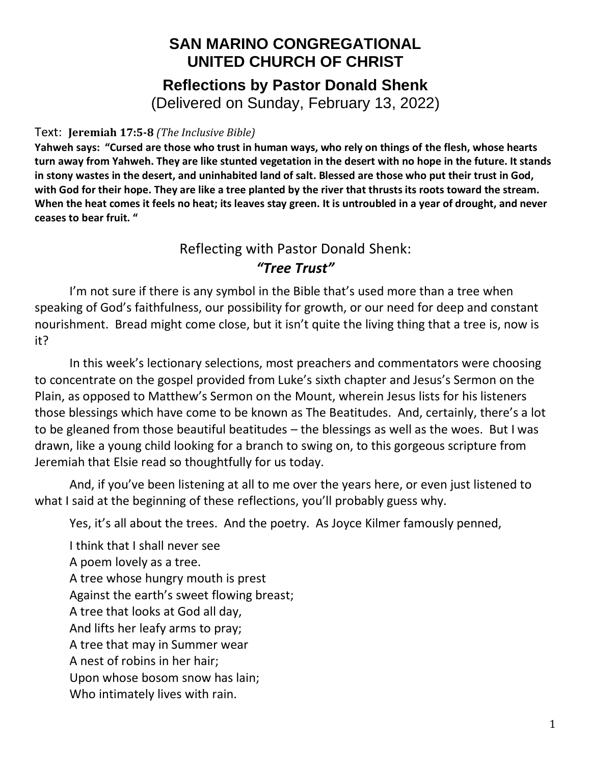# SAN MARINO CONGREGATIONAL UNITED CHURCH OF CHRIST

## Reflections by Pastor Donald Shenk

(Delivered on Sunday, February 13, 2022)

Text: **Jeremiah 17:5-8** *(The Inclusive Bible)*

**Yahweh says: "Cursed are those who trust in human ways, who rely on things of the flesh, whose hearts turn away from Yahweh. They are like stunted vegetation in the desert with no hope in the future. It stands in stony wastes in the desert, and uninhabited land of salt. Blessed are those who put their trust in God, with God for their hope. They are like a tree planted by the river that thrusts its roots toward the stream. When the heat comes it feels no heat; its leaves stay green. It is untroubled in a year of drought, and never ceases to bear fruit. "**

### Reflecting with Pastor Donald Shenk:

### ***"Tree Trust"***

I'm not sure if there is any symbol in the Bible that's used more than a tree when speaking of God's faithfulness, our possibility for growth, or our need for deep and constant nourishment. Bread might come close, but it isn't quite the living thing that a tree is, now is it?

In this week's lectionary selections, most preachers and commentators were choosing to concentrate on the gospel provided from Luke's sixth chapter and Jesus's Sermon on the Plain, as opposed to Matthew's Sermon on the Mount, wherein Jesus lists for his listeners those blessings which have come to be known as The Beatitudes. And, certainly, there's a lot to be gleaned from those beautiful beatitudes – the blessings as well as the woes. But I was drawn, like a young child looking for a branch to swing on, to this gorgeous scripture from Jeremiah that Elsie read so thoughtfully for us today.

And, if you've been listening at all to me over the years here, or even just listened to what I said at the beginning of these reflections, you'll probably guess why.

Yes, it's all about the trees. And the poetry. As Joyce Kilmer famously penned,

I think that I shall never see  
A poem lovely as a tree.  
A tree whose hungry mouth is prest  
Against the earth's sweet flowing breast;  
A tree that looks at God all day,  
And lifts her leafy arms to pray;  
A tree that may in Summer wear  
A nest of robins in her hair;  
Upon whose bosom snow has lain;  
Who intimately lives with rain.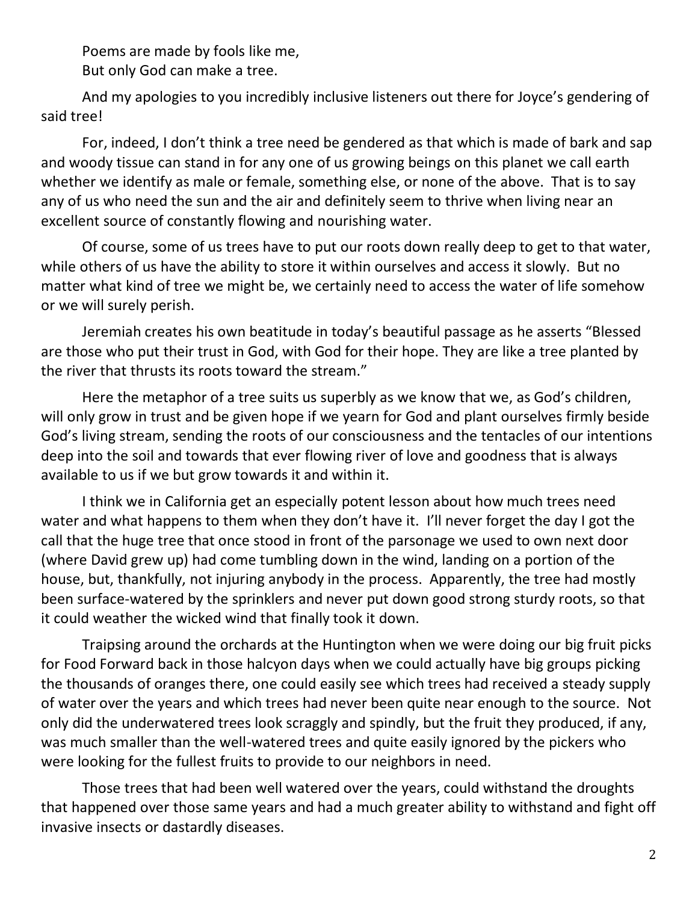Poems are made by fools like me,  
But only God can make a tree.

And my apologies to you incredibly inclusive listeners out there for Joyce's gendering of said tree!

For, indeed, I don't think a tree need be gendered as that which is made of bark and sap and woody tissue can stand in for any one of us growing beings on this planet we call earth whether we identify as male or female, something else, or none of the above. That is to say any of us who need the sun and the air and definitely seem to thrive when living near an excellent source of constantly flowing and nourishing water.

Of course, some of us trees have to put our roots down really deep to get to that water, while others of us have the ability to store it within ourselves and access it slowly. But no matter what kind of tree we might be, we certainly need to access the water of life somehow or we will surely perish.

Jeremiah creates his own beatitude in today's beautiful passage as he asserts "Blessed are those who put their trust in God, with God for their hope. They are like a tree planted by the river that thrusts its roots toward the stream."

Here the metaphor of a tree suits us superbly as we know that we, as God's children, will only grow in trust and be given hope if we yearn for God and plant ourselves firmly beside God's living stream, sending the roots of our consciousness and the tentacles of our intentions deep into the soil and towards that ever flowing river of love and goodness that is always available to us if we but grow towards it and within it.

I think we in California get an especially potent lesson about how much trees need water and what happens to them when they don't have it. I'll never forget the day I got the call that the huge tree that once stood in front of the parsonage we used to own next door (where David grew up) had come tumbling down in the wind, landing on a portion of the house, but, thankfully, not injuring anybody in the process. Apparently, the tree had mostly been surface-watered by the sprinklers and never put down good strong sturdy roots, so that it could weather the wicked wind that finally took it down.

Traipsing around the orchards at the Huntington when we were doing our big fruit picks for Food Forward back in those halcyon days when we could actually have big groups picking the thousands of oranges there, one could easily see which trees had received a steady supply of water over the years and which trees had never been quite near enough to the source. Not only did the underwatered trees look scraggly and spindly, but the fruit they produced, if any, was much smaller than the well-watered trees and quite easily ignored by the pickers who were looking for the fullest fruits to provide to our neighbors in need.

Those trees that had been well watered over the years, could withstand the droughts that happened over those same years and had a much greater ability to withstand and fight off invasive insects or dastardly diseases.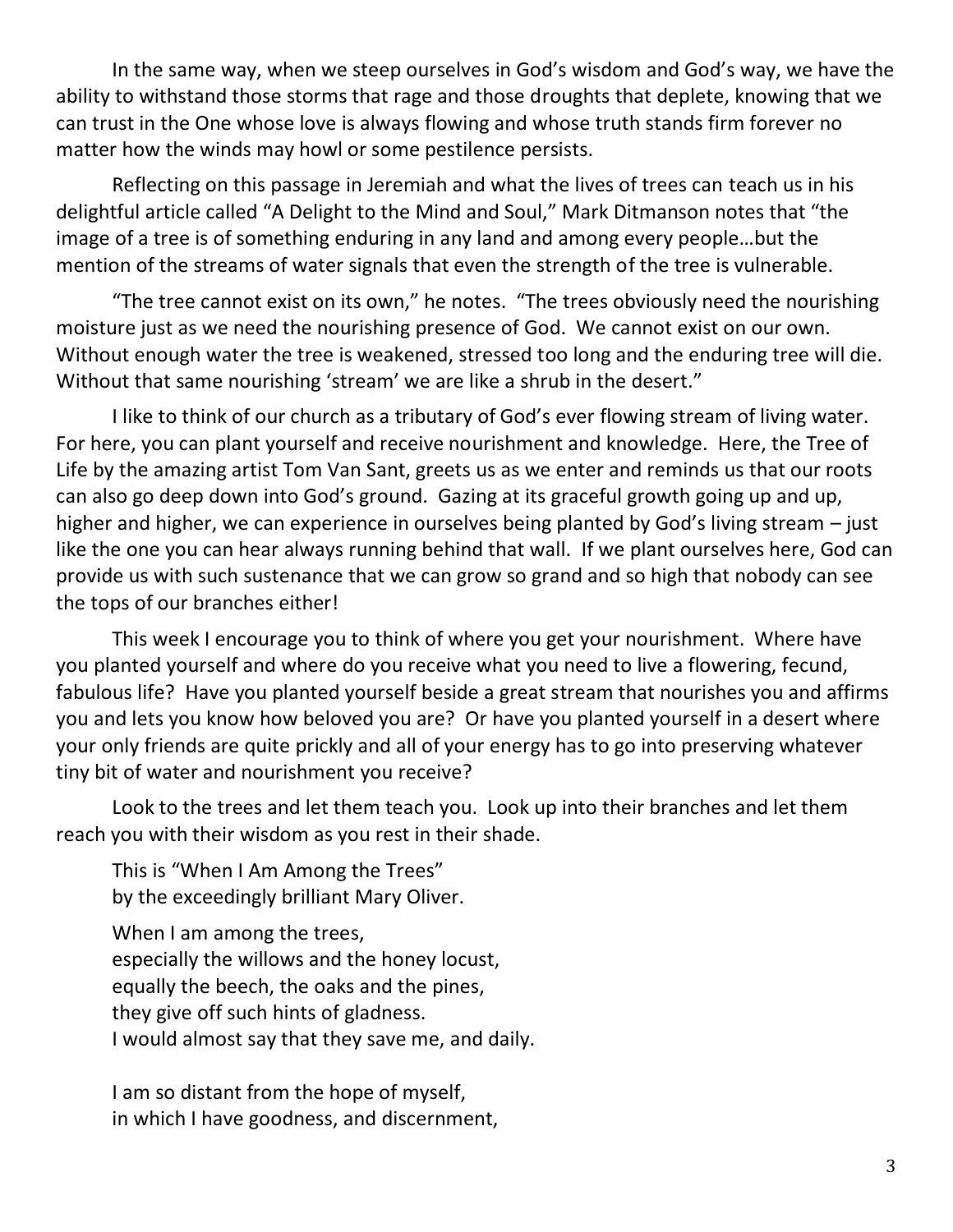In the same way, when we steep ourselves in God's wisdom and God's way, we have the ability to withstand those storms that rage and those droughts that deplete, knowing that we can trust in the One whose love is always flowing and whose truth stands firm forever no matter how the winds may howl or some pestilence persists.

Reflecting on this passage in Jeremiah and what the lives of trees can teach us in his delightful article called "A Delight to the Mind and Soul," Mark Ditmanson notes that "the image of a tree is of something enduring in any land and among every people…but the mention of the streams of water signals that even the strength of the tree is vulnerable.

"The tree cannot exist on its own," he notes. "The trees obviously need the nourishing moisture just as we need the nourishing presence of God. We cannot exist on our own. Without enough water the tree is weakened, stressed too long and the enduring tree will die. Without that same nourishing 'stream' we are like a shrub in the desert."

I like to think of our church as a tributary of God's ever flowing stream of living water. For here, you can plant yourself and receive nourishment and knowledge. Here, the Tree of Life by the amazing artist Tom Van Sant, greets us as we enter and reminds us that our roots can also go deep down into God's ground. Gazing at its graceful growth going up and up, higher and higher, we can experience in ourselves being planted by God's living stream – just like the one you can hear always running behind that wall. If we plant ourselves here, God can provide us with such sustenance that we can grow so grand and so high that nobody can see the tops of our branches either!

This week I encourage you to think of where you get your nourishment. Where have you planted yourself and where do you receive what you need to live a flowering, fecund, fabulous life? Have you planted yourself beside a great stream that nourishes you and affirms you and lets you know how beloved you are? Or have you planted yourself in a desert where your only friends are quite prickly and all of your energy has to go into preserving whatever tiny bit of water and nourishment you receive?

Look to the trees and let them teach you. Look up into their branches and let them reach you with their wisdom as you rest in their shade.

This is "When I Am Among the Trees"
by the exceedingly brilliant Mary Oliver.

When I am among the trees,
especially the willows and the honey locust,
equally the beech, the oaks and the pines,
they give off such hints of gladness.
I would almost say that they save me, and daily.

I am so distant from the hope of myself,
in which I have goodness, and discernment,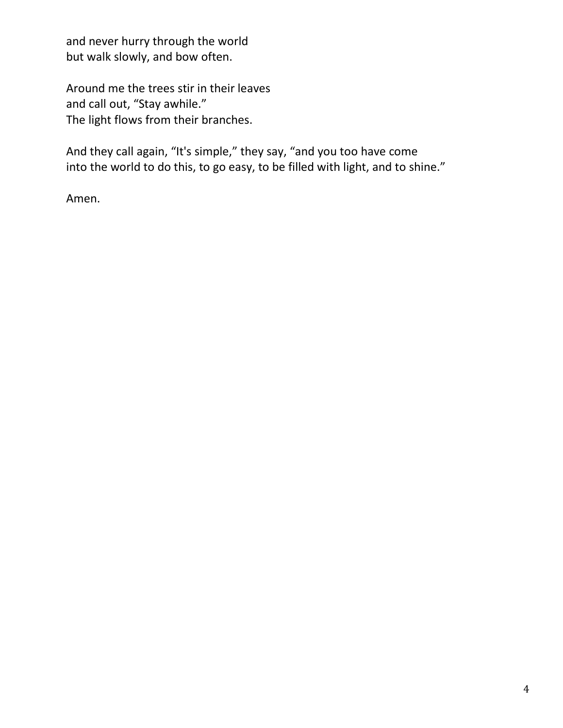and never hurry through the world
but walk slowly, and bow often.

Around me the trees stir in their leaves
and call out, “Stay awhile.”
The light flows from their branches.

And they call again, “It's simple,” they say, “and you too have come
into the world to do this, to go easy, to be filled with light, and to shine.”

Amen.